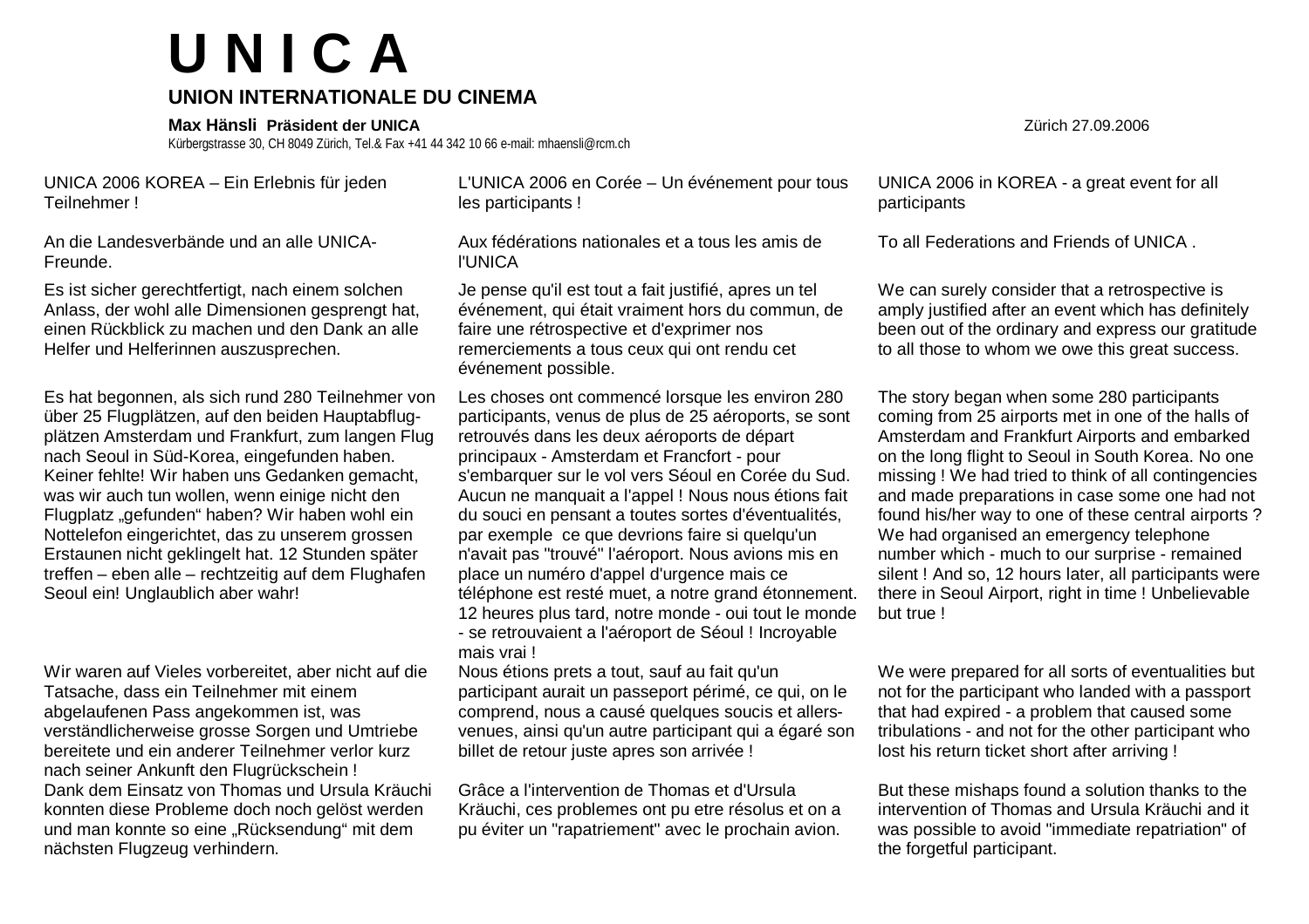# U N I C A

**UNION INTERNATIONALE DU CINEMA**

**Max Hänsli Präsident der UNICA**

Kürbergstrasse 30, CH 8049 Zürich, Tel.& Fax +41 44 342 10 66 e-mail: mhaensli@rcm.ch

Zürich 27.09.2006

UNICA 2006 KOREA – Ein Erlebnis für jeden Teilnehmer !

An die Landesverbände und an alle UNICA-Freunde.

Es ist sicher gerechtfertigt, nach einem solchen Anlass, der wohl alle Dimensionen gesprengt hat, einen Rückblick zu machen und den Dank an alle Helfer und Helferinnen auszusprechen.

Es hat begonnen, als sich rund 280 Teilnehmer von über 25 Flugplätzen, auf den beiden Hauptabflug-plätzen Amsterdam und Frankfurt, zum langen Flug nach Seoul in Süd-Korea, eingefunden haben. Keiner fehlte! Wir haben uns Gedanken gemacht, was wir auch tun wollen, wenn einige nicht den Flugplatz „gefunden" haben? Wir haben wohl ein Nottelefon eingerichtet, das zu unserem grossen Erstaunen nicht geklingelt hat. 12 Stunden später treffen – eben alle – rechtzeitig auf dem Flughafen Seoul ein! Unglaublich aber wahr!

Wir waren auf Vieles vorbereitet, aber nicht auf die Tatsache, dass ein Teilnehmer mit einem abgelaufenen Pass angekommen ist, was verständlicherweise grosse Sorgen und Umtriebe bereitete und ein anderer Teilnehmer verlor kurz nach seiner Ankunft den Flugrückschein !
Dank dem Einsatz von Thomas und Ursula Kräuchi konnten diese Probleme doch noch gelöst werden und man konnte so eine „Rücksendung" mit dem nächsten Flugzeug verhindern.

L'UNICA 2006 en Corée – Un événement pour tous les participants !

Aux fédérations nationales et a tous les amis de l'UNICA

Je pense qu'il est tout a fait justifié, apres un tel événement, qui était vraiment hors du commun, de faire une rétrospective et d'exprimer nos remerciements a tous ceux qui ont rendu cet événement possible.

Les choses ont commencé lorsque les environ 280 participants, venus de plus de 25 aéroports, se sont retrouvés dans les deux aéroports de départ principaux - Amsterdam et Francfort - pour s'embarquer sur le vol vers Séoul en Corée du Sud. Aucun ne manquait a l'appel ! Nous nous étions fait du souci en pensant a toutes sortes d'éventualités, par exemple ce que devrions faire si quelqu'un n'avait pas "trouvé" l'aéroport. Nous avions mis en place un numéro d'appel d'urgence mais ce téléphone est resté muet, a notre grand étonnement. 12 heures plus tard, notre monde - oui tout le monde - se retrouvaient a l'aéroport de Séoul ! Incroyable mais vrai !

Nous étions prets a tout, sauf au fait qu'un participant aurait un passeport périmé, ce qui, on le comprend, nous a causé quelques soucis et allers-venues, ainsi qu'un autre participant qui a égaré son billet de retour juste apres son arrivée !

Grâce a l'intervention de Thomas et d'Ursula Kräuchi, ces problemes ont pu etre résolus et on a pu éviter un "rapatriement" avec le prochain avion.

UNICA 2006 in KOREA - a great event for all participants

To all Federations and Friends of UNICA .

We can surely consider that a retrospective is amply justified after an event which has definitely been out of the ordinary and express our gratitude to all those to whom we owe this great success.

The story began when some 280 participants coming from 25 airports met in one of the halls of Amsterdam and Frankfurt Airports and embarked on the long flight to Seoul in South Korea. No one missing ! We had tried to think of all contingencies and made preparations in case some one had not found his/her way to one of these central airports ? We had organised an emergency telephone number which - much to our surprise - remained silent ! And so, 12 hours later, all participants were there in Seoul Airport, right in time ! Unbelievable but true !

We were prepared for all sorts of eventualities but not for the participant who landed with a passport that had expired - a problem that caused some tribulations - and not for the other participant who lost his return ticket short after arriving !

But these mishaps found a solution thanks to the intervention of Thomas and Ursula Kräuchi and it was possible to avoid "immediate repatriation" of the forgetful participant.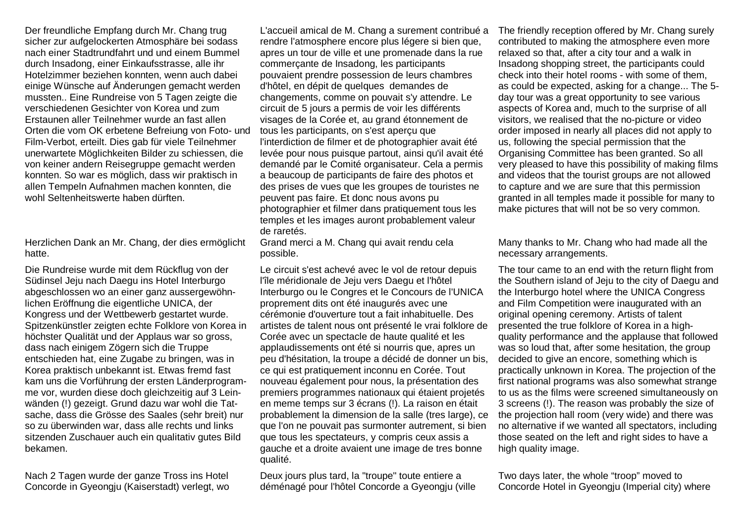Der freundliche Empfang durch Mr. Chang trug sicher zur aufgelockerten Atmosphäre bei sodass nach einer Stadtrundfahrt und und einem Bummel durch Insadong, einer Einkaufsstrasse, alle ihr Hotelzimmer beziehen konnten, wenn auch dabei einige Wünsche auf Änderungen gemacht werden mussten.. Eine Rundreise von 5 Tagen zeigte die verschiedenen Gesichter von Korea und zum Erstaunen aller Teilnehmer wurde an fast allen Orten die vom OK erbetene Befreiung von Foto- und Film-Verbot, erteilt. Dies gab für viele Teilnehmer unerwartete Möglichkeiten Bilder zu schiessen, die von keiner andern Reisegruppe gemacht werden konnten. So war es möglich, dass wir praktisch in allen Tempeln Aufnahmen machen konnten, die wohl Seltenheitswerte haben dürften.

Herzlichen Dank an Mr. Chang, der dies ermöglicht hatte.

Die Rundreise wurde mit dem Rückflug von der Südinsel Jeju nach Daegu ins Hotel Interburgo abgeschlossen wo an einer ganz aussergewöhnlichen Eröffnung die eigentliche UNICA, der Kongress und der Wettbewerb gestartet wurde. Spitzenkünstler zeigten echte Folklore von Korea in höchster Qualität und der Applaus war so gross, dass nach einigem Zögern sich die Truppe entschieden hat, eine Zugabe zu bringen, was in Korea praktisch unbekannt ist. Etwas fremd fast kam uns die Vorführung der ersten Länderprogramme vor, wurden diese doch gleichzeitig auf 3 Leinwänden (!) gezeigt. Grund dazu war wohl die Tatsache, dass die Grösse des Saales (sehr breit) nur so zu überwinden war, dass alle rechts und links sitzenden Zuschauer auch ein qualitativ gutes Bild bekamen.

Nach 2 Tagen wurde der ganze Tross ins Hotel Concorde in Gyeongju (Kaiserstadt) verlegt, wo

L'accueil amical de M. Chang a surement contribué a rendre l'atmosphere encore plus légere si bien que, apres un tour de ville et une promenade dans la rue commerçante de Insadong, les participants pouvaient prendre possession de leurs chambres d'hôtel, en dépit de quelques demandes de changements, comme on pouvait s'y attendre. Le circuit de 5 jours a permis de voir les différents visages de la Corée et, au grand étonnement de tous les participants, on s'est aperçu que l'interdiction de filmer et de photographier avait été levée pour nous puisque partout, ainsi qu'il avait été demandé par le Comité organisateur. Cela a permis a beaucoup de participants de faire des photos et des prises de vues que les groupes de touristes ne peuvent pas faire. Et donc nous avons pu photographier et filmer dans pratiquement tous les temples et les images auront probablement valeur de raretés.

Grand merci a M. Chang qui avait rendu cela possible.

Le circuit s'est achevé avec le vol de retour depuis l'île méridionale de Jeju vers Daegu et l'hôtel Interburgo ou le Congres et le Concours de l'UNICA proprement dits ont été inaugurés avec une cérémonie d'ouverture tout a fait inhabituelle. Des artistes de talent nous ont présenté le vrai folklore de Corée avec un spectacle de haute qualité et les applaudissements ont été si nourris que, apres un peu d'hésitation, la troupe a décidé de donner un bis, ce qui est pratiquement inconnu en Corée. Tout nouveau également pour nous, la présentation des premiers programmes nationaux qui étaient projetés en meme temps sur 3 écrans (!). La raison en était probablement la dimension de la salle (tres large), ce que l'on ne pouvait pas surmonter autrement, si bien que tous les spectateurs, y compris ceux assis a gauche et a droite avaient une image de tres bonne qualité.

Deux jours plus tard, la "troupe" toute entiere a déménagé pour l'hôtel Concorde a Gyeongju (ville

The friendly reception offered by Mr. Chang surely contributed to making the atmosphere even more relaxed so that, after a city tour and a walk in Insadong shopping street, the participants could check into their hotel rooms - with some of them, as could be expected, asking for a change... The 5-day tour was a great opportunity to see various aspects of Korea and, much to the surprise of all visitors, we realised that the no-picture or video order imposed in nearly all places did not apply to us, following the special permission that the Organising Committee has been granted. So all very pleased to have this possibility of making films and videos that the tourist groups are not allowed to capture and we are sure that this permission granted in all temples made it possible for many to make pictures that will not be so very common.

Many thanks to Mr. Chang who had made all the necessary arrangements.

The tour came to an end with the return flight from the Southern island of Jeju to the city of Daegu and the Interburgo hotel where the UNICA Congress and Film Competition were inaugurated with an original opening ceremony. Artists of talent presented the true folklore of Korea in a high-quality performance and the applause that followed was so loud that, after some hesitation, the group decided to give an encore, something which is practically unknown in Korea. The projection of the first national programs was also somewhat strange to us as the films were screened simultaneously on 3 screens (!). The reason was probably the size of the projection hall room (very wide) and there was no alternative if we wanted all spectators, including those seated on the left and right sides to have a high quality image.

Two days later, the whole "troop" moved to Concorde Hotel in Gyeongju (Imperial city) where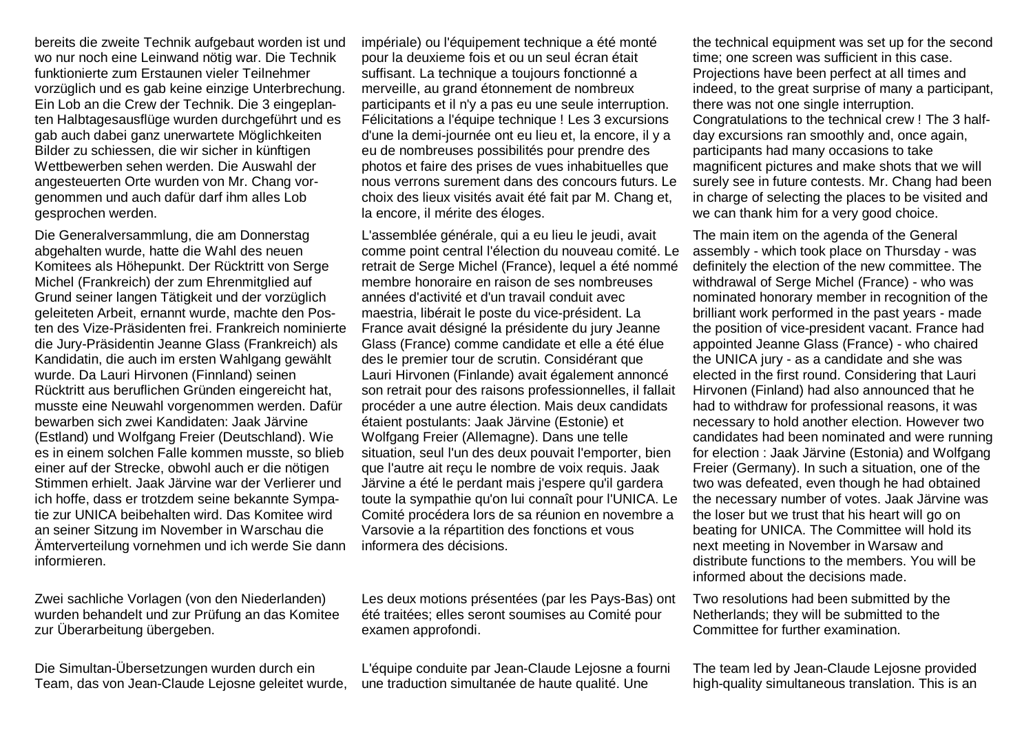bereits die zweite Technik aufgebaut worden ist und wo nur noch eine Leinwand nötig war. Die Technik funktionierte zum Erstaunen vieler Teilnehmer vorzüglich und es gab keine einzige Unterbrechung. Ein Lob an die Crew der Technik. Die 3 eingeplanten Halbtagesausflüge wurden durchgeführt und es gab auch dabei ganz unerwartete Möglichkeiten Bilder zu schiessen, die wir sicher in künftigen Wettbewerben sehen werden. Die Auswahl der angesteuerten Orte wurden von Mr. Chang vorgenommen und auch dafür darf ihm alles Lob gesprochen werden.

Die Generalversammlung, die am Donnerstag abgehalten wurde, hatte die Wahl des neuen Komitees als Höhepunkt. Der Rücktritt von Serge Michel (Frankreich) der zum Ehrenmitglied auf Grund seiner langen Tätigkeit und der vorzüglich geleiteten Arbeit, ernannt wurde, machte den Posten des Vize-Präsidenten frei. Frankreich nominierte die Jury-Präsidentin Jeanne Glass (Frankreich) als Kandidatin, die auch im ersten Wahlgang gewählt wurde. Da Lauri Hirvonen (Finnland) seinen Rücktritt aus beruflichen Gründen eingereicht hat, musste eine Neuwahl vorgenommen werden. Dafür bewarben sich zwei Kandidaten: Jaak Järvine (Estland) und Wolfgang Freier (Deutschland). Wie es in einem solchen Falle kommen musste, so blieb einer auf der Strecke, obwohl auch er die nötigen Stimmen erhielt. Jaak Järvine war der Verlierer und ich hoffe, dass er trotzdem seine bekannte Sympatie zur UNICA beibehalten wird. Das Komitee wird an seiner Sitzung im November in Warschau die Ämterverteilung vornehmen und ich werde Sie dann informieren.

Zwei sachliche Vorlagen (von den Niederlanden) wurden behandelt und zur Prüfung an das Komitee zur Überarbeitung übergeben.

Die Simultan-Übersetzungen wurden durch ein Team, das von Jean-Claude Lejosne geleitet wurde,

impériale) ou l'équipement technique a été monté pour la deuxieme fois et ou un seul écran était suffisant. La technique a toujours fonctionné a merveille, au grand étonnement de nombreux participants et il n'y a pas eu une seule interruption. Félicitations a l'équipe technique ! Les 3 excursions d'une la demi-journée ont eu lieu et, la encore, il y a eu de nombreuses possibilités pour prendre des photos et faire des prises de vues inhabituelles que nous verrons surement dans des concours futurs. Le choix des lieux visités avait été fait par M. Chang et, la encore, il mérite des éloges.

L'assemblée générale, qui a eu lieu le jeudi, avait comme point central l'élection du nouveau comité. Le retrait de Serge Michel (France), lequel a été nommé membre honoraire en raison de ses nombreuses années d'activité et d'un travail conduit avec maestria, libérait le poste du vice-président. La France avait désigné la présidente du jury Jeanne Glass (France) comme candidate et elle a été élue des le premier tour de scrutin. Considérant que Lauri Hirvonen (Finlande) avait également annoncé son retrait pour des raisons professionnelles, il fallait procéder a une autre élection. Mais deux candidats étaient postulants: Jaak Järvine (Estonie) et Wolfgang Freier (Allemagne). Dans une telle situation, seul l'un des deux pouvait l'emporter, bien que l'autre ait reçu le nombre de voix requis. Jaak Järvine a été le perdant mais j'espere qu'il gardera toute la sympathie qu'on lui connaît pour l'UNICA. Le Comité procédera lors de sa réunion en novembre a Varsovie a la répartition des fonctions et vous informera des décisions.

Les deux motions présentées (par les Pays-Bas) ont été traitées; elles seront soumises au Comité pour examen approfondi.

L'équipe conduite par Jean-Claude Lejosne a fourni une traduction simultanée de haute qualité. Une

the technical equipment was set up for the second time; one screen was sufficient in this case. Projections have been perfect at all times and indeed, to the great surprise of many a participant, there was not one single interruption. Congratulations to the technical crew ! The 3 half-day excursions ran smoothly and, once again, participants had many occasions to take magnificent pictures and make shots that we will surely see in future contests. Mr. Chang had been in charge of selecting the places to be visited and we can thank him for a very good choice.

The main item on the agenda of the General assembly - which took place on Thursday - was definitely the election of the new committee. The withdrawal of Serge Michel (France) - who was nominated honorary member in recognition of the brilliant work performed in the past years - made the position of vice-president vacant. France had appointed Jeanne Glass (France) - who chaired the UNICA jury - as a candidate and she was elected in the first round. Considering that Lauri Hirvonen (Finland) had also announced that he had to withdraw for professional reasons, it was necessary to hold another election. However two candidates had been nominated and were running for election : Jaak Järvine (Estonia) and Wolfgang Freier (Germany). In such a situation, one of the two was defeated, even though he had obtained the necessary number of votes. Jaak Järvine was the loser but we trust that his heart will go on beating for UNICA. The Committee will hold its next meeting in November in Warsaw and distribute functions to the members. You will be informed about the decisions made.

Two resolutions had been submitted by the Netherlands; they will be submitted to the Committee for further examination.

The team led by Jean-Claude Lejosne provided high-quality simultaneous translation. This is an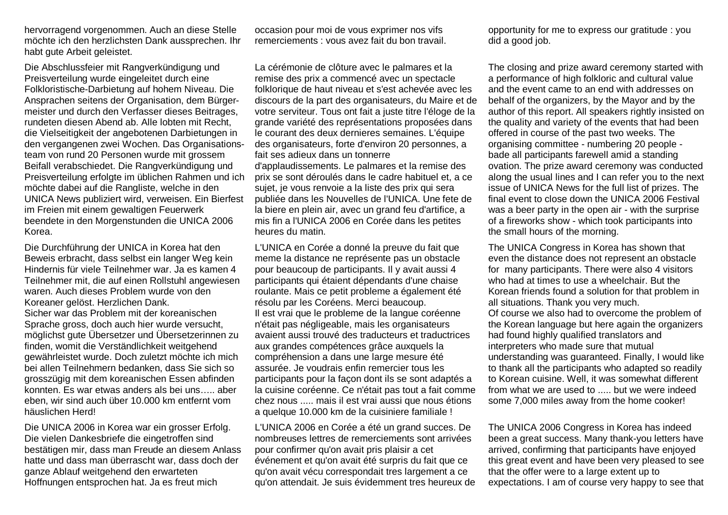hervorragend vorgenommen. Auch an diese Stelle möchte ich den herzlichsten Dank aussprechen. Ihr habt gute Arbeit geleistet.

Die Abschlussfeier mit Rangverkündigung und Preisverteilung wurde eingeleitet durch eine Folkloristische-Darbietung auf hohem Niveau. Die Ansprachen seitens der Organisation, dem Bürger-meister und durch den Verfasser dieses Beitrages, rundeten diesen Abend ab. Alle lobten mit Recht, die Vielseitigkeit der angebotenen Darbietungen in den vergangenen zwei Wochen. Das Organisations-team von rund 20 Personen wurde mit grossem Beifall verabschiedet. Die Rangverkündigung und Preisverteilung erfolgte im üblichen Rahmen und ich möchte dabei auf die Rangliste, welche in den UNICA News publiziert wird, verweisen. Ein Bierfest im Freien mit einem gewaltigen Feuerwerk beendete in den Morgenstunden die UNICA 2006 Korea.

Die Durchführung der UNICA in Korea hat den Beweis erbracht, dass selbst ein langer Weg kein Hindernis für viele Teilnehmer war. Ja es kamen 4 Teilnehmer mit, die auf einen Rollstuhl angewiesen waren. Auch dieses Problem wurde von den Koreaner gelöst. Herzlichen Dank.
Sicher war das Problem mit der koreanischen Sprache gross, doch auch hier wurde versucht, möglichst gute Übersetzer und Übersetzerinnen zu finden, womit die Verständlichkeit weitgehend gewährleistet wurde. Doch zuletzt möchte ich mich bei allen Teilnehmern bedanken, dass Sie sich so grosszügig mit dem koreanischen Essen abfinden konnten. Es war etwas anders als bei uns….. aber eben, wir sind auch über 10.000 km entfernt vom häuslichen Herd!

Die UNICA 2006 in Korea war ein grosser Erfolg. Die vielen Dankesbriefe die eingetroffen sind bestätigen mir, dass man Freude an diesem Anlass hatte und dass man überrascht war, dass doch der ganze Ablauf weitgehend den erwarteten Hoffnungen entsprochen hat. Ja es freut mich

occasion pour moi de vous exprimer nos vifs remerciements : vous avez fait du bon travail.

La cérémonie de clôture avec le palmares et la remise des prix a commencé avec un spectacle folklorique de haut niveau et s'est achevée avec les discours de la part des organisateurs, du Maire et de votre serviteur. Tous ont fait a juste titre l'éloge de la grande variété des représentations proposées dans le courant des deux dernieres semaines. L'équipe des organisateurs, forte d'environ 20 personnes, a fait ses adieux dans un tonnerre d'applaudissements. Le palmares et la remise des prix se sont déroulés dans le cadre habituel et, a ce sujet, je vous renvoie a la liste des prix qui sera publiée dans les Nouvelles de l'UNICA. Une fete de la biere en plein air, avec un grand feu d'artifice, a mis fin a l'UNICA 2006 en Corée dans les petites heures du matin.

L'UNICA en Corée a donné la preuve du fait que meme la distance ne représente pas un obstacle pour beaucoup de participants. Il y avait aussi 4 participants qui étaient dépendants d'une chaise roulante. Mais ce petit probleme a également été résolu par les Coréens. Merci beaucoup.
Il est vrai que le probleme de la langue coréenne n'était pas négligeable, mais les organisateurs avaient aussi trouvé des traducteurs et traductrices aux grandes compétences grâce auxquels la compréhension a dans une large mesure été assurée. Je voudrais enfin remercier tous les participants pour la façon dont ils se sont adaptés a la cuisine coréenne. Ce n'était pas tout a fait comme chez nous ..... mais il est vrai aussi que nous étions a quelque 10.000 km de la cuisiniere familiale !

L'UNICA 2006 en Corée a été un grand succes. De nombreuses lettres de remerciements sont arrivées pour confirmer qu'on avait pris plaisir a cet événement et qu'on avait été surpris du fait que ce qu'on avait vécu correspondait tres largement a ce qu'on attendait. Je suis évidemment tres heureux de

opportunity for me to express our gratitude : you did a good job.

The closing and prize award ceremony started with a performance of high folkloric and cultural value and the event came to an end with addresses on behalf of the organizers, by the Mayor and by the author of this report. All speakers rightly insisted on the quality and variety of the events that had been offered in course of the past two weeks. The organising committee - numbering 20 people - bade all participants farewell amid a standing ovation. The prize award ceremony was conducted along the usual lines and I can refer you to the next issue of UNICA News for the full list of prizes. The final event to close down the UNICA 2006 Festival was a beer party in the open air - with the surprise of a fireworks show - which took participants into the small hours of the morning.

The UNICA Congress in Korea has shown that even the distance does not represent an obstacle for many participants. There were also 4 visitors who had at times to use a wheelchair. But the Korean friends found a solution for that problem in all situations. Thank you very much.
Of course we also had to overcome the problem of the Korean language but here again the organizers had found highly qualified translators and interpreters who made sure that mutual understanding was guaranteed. Finally, I would like to thank all the participants who adapted so readily to Korean cuisine. Well, it was somewhat different from what we are used to ..... but we were indeed some 7,000 miles away from the home cooker!

The UNICA 2006 Congress in Korea has indeed been a great success. Many thank-you letters have arrived, confirming that participants have enjoyed this great event and have been very pleased to see that the offer were to a large extent up to expectations. I am of course very happy to see that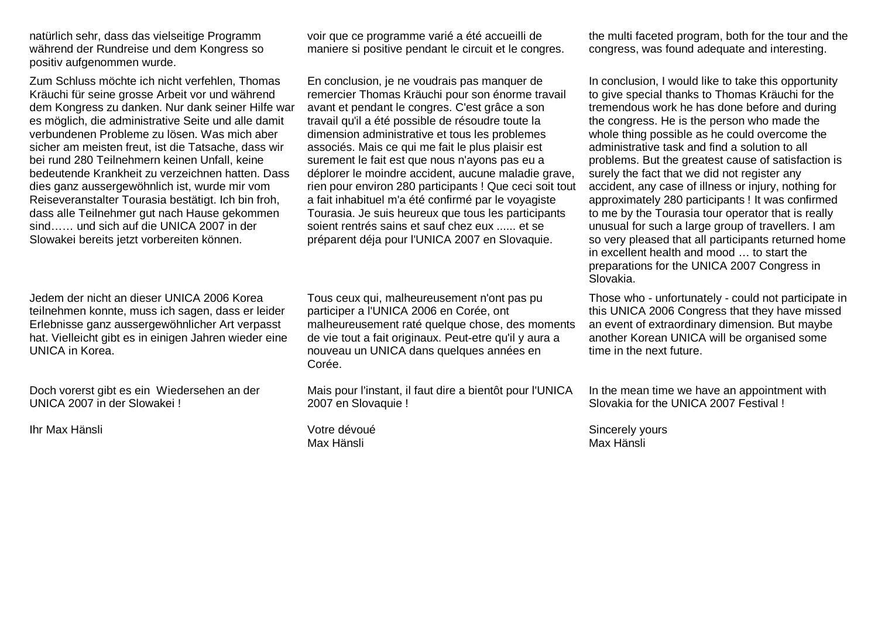natürlich sehr, dass das vielseitige Programm während der Rundreise und dem Kongress so positiv aufgenommen wurde.

Zum Schluss möchte ich nicht verfehlen, Thomas Kräuchi für seine grosse Arbeit vor und während dem Kongress zu danken. Nur dank seiner Hilfe war es möglich, die administrative Seite und alle damit verbundenen Probleme zu lösen. Was mich aber sicher am meisten freut, ist die Tatsache, dass wir bei rund 280 Teilnehmern keinen Unfall, keine bedeutende Krankheit zu verzeichnen hatten. Dass dies ganz aussergewöhnlich ist, wurde mir vom Reiseveranstalter Tourasia bestätigt. Ich bin froh, dass alle Teilnehmer gut nach Hause gekommen sind…… und sich auf die UNICA 2007 in der Slowakei bereits jetzt vorbereiten können.

Jedem der nicht an dieser UNICA 2006 Korea teilnehmen konnte, muss ich sagen, dass er leider Erlebnisse ganz aussergewöhnlicher Art verpasst hat. Vielleicht gibt es in einigen Jahren wieder eine UNICA in Korea.

Doch vorerst gibt es ein Wiedersehen an der UNICA 2007 in der Slowakei !

Ihr Max Hänsli

voir que ce programme varié a été accueilli de maniere si positive pendant le circuit et le congres.

En conclusion, je ne voudrais pas manquer de remercier Thomas Kräuchi pour son énorme travail avant et pendant le congres. C'est grâce a son travail qu'il a été possible de résoudre toute la dimension administrative et tous les problemes associés. Mais ce qui me fait le plus plaisir est surement le fait est que nous n'ayons pas eu a déplorer le moindre accident, aucune maladie grave, rien pour environ 280 participants ! Que ceci soit tout a fait inhabituel m'a été confirmé par le voyagiste Tourasia. Je suis heureux que tous les participants soient rentrés sains et sauf chez eux ...... et se préparent déja pour l'UNICA 2007 en Slovaquie.

Tous ceux qui, malheureusement n'ont pas pu participer a l'UNICA 2006 en Corée, ont malheureusement raté quelque chose, des moments de vie tout a fait originaux. Peut-etre qu'il y aura a nouveau un UNICA dans quelques années en Corée.

Mais pour l'instant, il faut dire a bientôt pour l'UNICA 2007 en Slovaquie !

Votre dévoué
Max Hänsli

the multi faceted program, both for the tour and the congress, was found adequate and interesting.

In conclusion, I would like to take this opportunity to give special thanks to Thomas Kräuchi for the tremendous work he has done before and during the congress. He is the person who made the whole thing possible as he could overcome the administrative task and find a solution to all problems. But the greatest cause of satisfaction is surely the fact that we did not register any accident, any case of illness or injury, nothing for approximately 280 participants ! It was confirmed to me by the Tourasia tour operator that is really unusual for such a large group of travellers. I am so very pleased that all participants returned home in excellent health and mood … to start the preparations for the UNICA 2007 Congress in Slovakia.

Those who - unfortunately - could not participate in this UNICA 2006 Congress that they have missed an event of extraordinary dimension. But maybe another Korean UNICA will be organised some time in the next future.

In the mean time we have an appointment with Slovakia for the UNICA 2007 Festival !

Sincerely yours
Max Hänsli